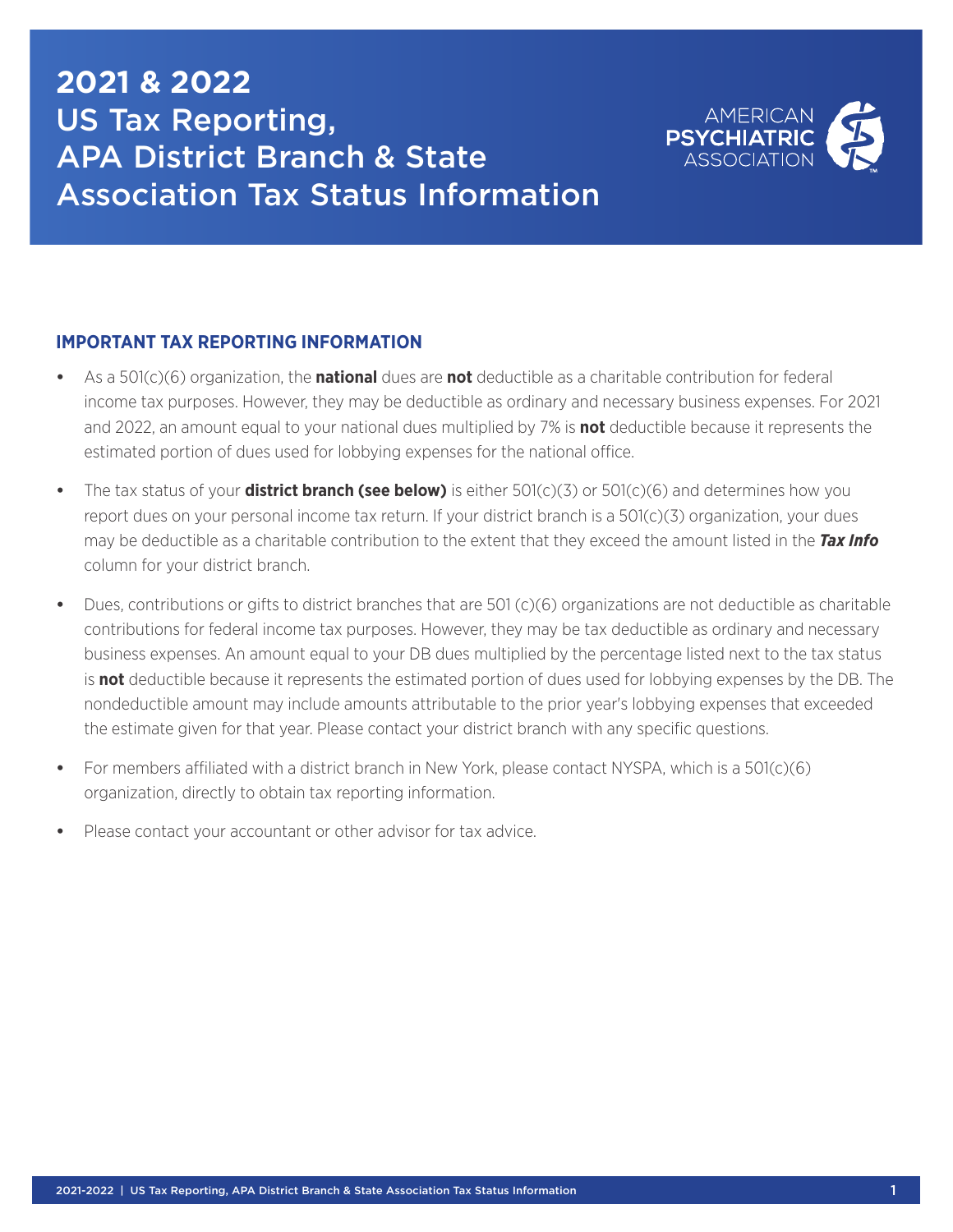# 2021 & 2022 US Tax Reporting, APA District Branch & State Association Tax Status Information

## IMPORTANT TAX REPORTING INFORMATION

- As a 501(c)(6) organization, the **national** dues are **not** deductible as a charitable contribution for federal income tax purposes. However, they may be deductible as ordinary and necessary business expenses. For 2021 and 2022, an amount equal to your national dues multiplied by 7% is **not** deductible because it represents the estimated portion of dues used for lobbying expenses for the national office.

- The tax status of your **district branch (see below)** is either 501(c)(3) or 501(c)(6) and determines how you report dues on your personal income tax return. If your district branch is a 501(c)(3) organization, your dues may be deductible as a charitable contribution to the extent that they exceed the amount listed in the ***Tax Info*** column for your district branch.

- Dues, contributions or gifts to district branches that are 501 (c)(6) organizations are not deductible as charitable contributions for federal income tax purposes. However, they may be tax deductible as ordinary and necessary business expenses. An amount equal to your DB dues multiplied by the percentage listed next to the tax status is **not** deductible because it represents the estimated portion of dues used for lobbying expenses by the DB. The nondeductible amount may include amounts attributable to the prior year's lobbying expenses that exceeded the estimate given for that year. Please contact your district branch with any specific questions.

- For members affiliated with a district branch in New York, please contact NYSPA, which is a 501(c)(6) organization, directly to obtain tax reporting information.

- Please contact your accountant or other advisor for tax advice.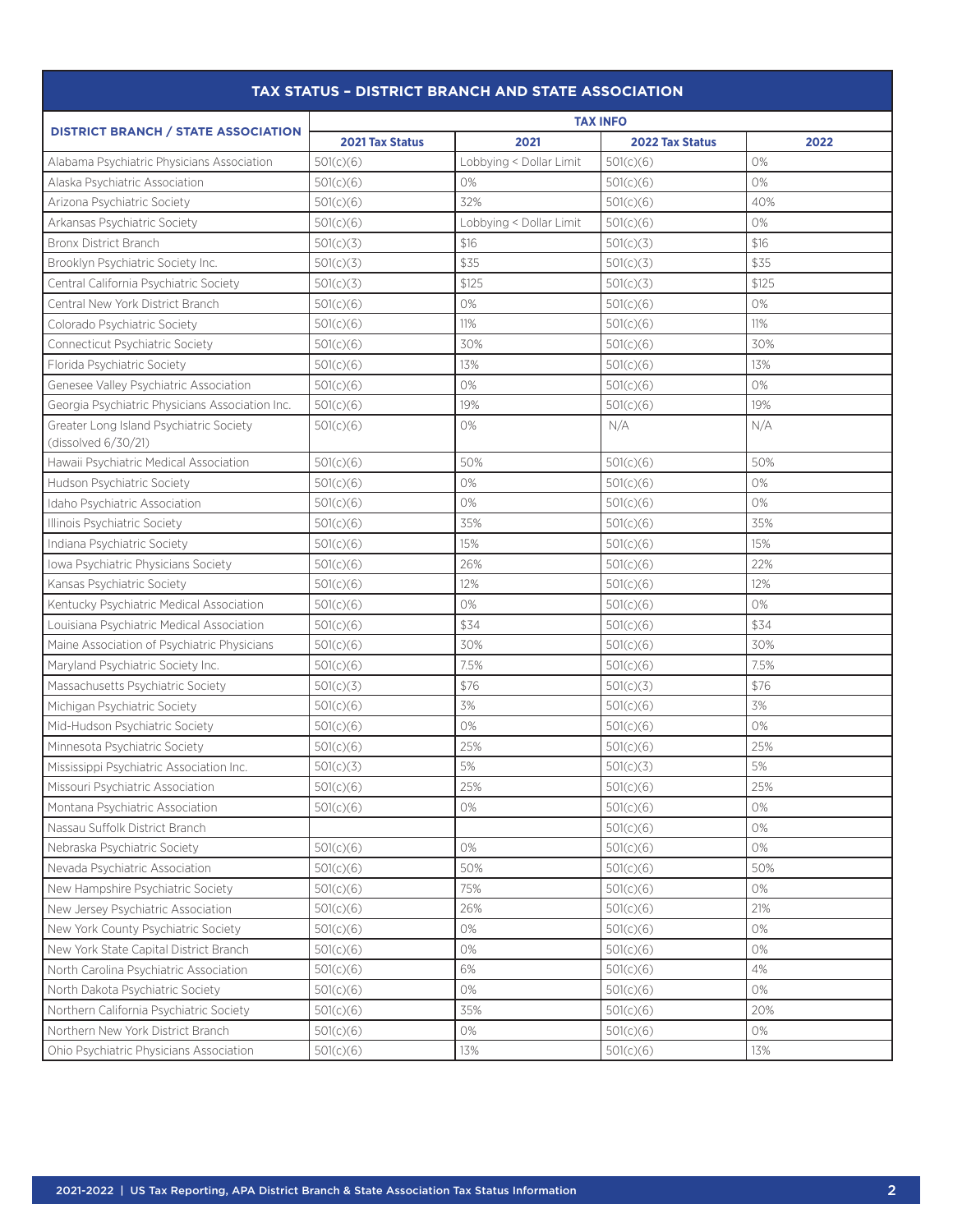## TAX STATUS – DISTRICT BRANCH AND STATE ASSOCIATION

| DISTRICT BRANCH / STATE ASSOCIATION | TAX INFO | | | |
|---|---|---|---|---|
| | **2021 Tax Status** | **2021** | **2022 Tax Status** | **2022** |
| Alabama Psychiatric Physicians Association | 501(c)(6) | Lobbying < Dollar Limit | 501(c)(6) | 0% |
| Alaska Psychiatric Association | 501(c)(6) | 0% | 501(c)(6) | 0% |
| Arizona Psychiatric Society | 501(c)(6) | 32% | 501(c)(6) | 40% |
| Arkansas Psychiatric Society | 501(c)(6) | Lobbying < Dollar Limit | 501(c)(6) | 0% |
| Bronx District Branch | 501(c)(3) | $16 | 501(c)(3) | $16 |
| Brooklyn Psychiatric Society Inc. | 501(c)(3) | $35 | 501(c)(3) | $35 |
| Central California Psychiatric Society | 501(c)(3) | $125 | 501(c)(3) | $125 |
| Central New York District Branch | 501(c)(6) | 0% | 501(c)(6) | 0% |
| Colorado Psychiatric Society | 501(c)(6) | 11% | 501(c)(6) | 11% |
| Connecticut Psychiatric Society | 501(c)(6) | 30% | 501(c)(6) | 30% |
| Florida Psychiatric Society | 501(c)(6) | 13% | 501(c)(6) | 13% |
| Genesee Valley Psychiatric Association | 501(c)(6) | 0% | 501(c)(6) | 0% |
| Georgia Psychiatric Physicians Association Inc. | 501(c)(6) | 19% | 501(c)(6) | 19% |
| Greater Long Island Psychiatric Society (dissolved 6/30/21) | 501(c)(6) | 0% | N/A | N/A |
| Hawaii Psychiatric Medical Association | 501(c)(6) | 50% | 501(c)(6) | 50% |
| Hudson Psychiatric Society | 501(c)(6) | 0% | 501(c)(6) | 0% |
| Idaho Psychiatric Association | 501(c)(6) | 0% | 501(c)(6) | 0% |
| Illinois Psychiatric Society | 501(c)(6) | 35% | 501(c)(6) | 35% |
| Indiana Psychiatric Society | 501(c)(6) | 15% | 501(c)(6) | 15% |
| Iowa Psychiatric Physicians Society | 501(c)(6) | 26% | 501(c)(6) | 22% |
| Kansas Psychiatric Society | 501(c)(6) | 12% | 501(c)(6) | 12% |
| Kentucky Psychiatric Medical Association | 501(c)(6) | 0% | 501(c)(6) | 0% |
| Louisiana Psychiatric Medical Association | 501(c)(6) | $34 | 501(c)(6) | $34 |
| Maine Association of Psychiatric Physicians | 501(c)(6) | 30% | 501(c)(6) | 30% |
| Maryland Psychiatric Society Inc. | 501(c)(6) | 7.5% | 501(c)(6) | 7.5% |
| Massachusetts Psychiatric Society | 501(c)(3) | $76 | 501(c)(3) | $76 |
| Michigan Psychiatric Society | 501(c)(6) | 3% | 501(c)(6) | 3% |
| Mid-Hudson Psychiatric Society | 501(c)(6) | 0% | 501(c)(6) | 0% |
| Minnesota Psychiatric Society | 501(c)(6) | 25% | 501(c)(6) | 25% |
| Mississippi Psychiatric Association Inc. | 501(c)(3) | 5% | 501(c)(3) | 5% |
| Missouri Psychiatric Association | 501(c)(6) | 25% | 501(c)(6) | 25% |
| Montana Psychiatric Association | 501(c)(6) | 0% | 501(c)(6) | 0% |
| Nassau Suffolk District Branch | | | 501(c)(6) | 0% |
| Nebraska Psychiatric Society | 501(c)(6) | 0% | 501(c)(6) | 0% |
| Nevada Psychiatric Association | 501(c)(6) | 50% | 501(c)(6) | 50% |
| New Hampshire Psychiatric Society | 501(c)(6) | 75% | 501(c)(6) | 0% |
| New Jersey Psychiatric Association | 501(c)(6) | 26% | 501(c)(6) | 21% |
| New York County Psychiatric Society | 501(c)(6) | 0% | 501(c)(6) | 0% |
| New York State Capital District Branch | 501(c)(6) | 0% | 501(c)(6) | 0% |
| North Carolina Psychiatric Association | 501(c)(6) | 6% | 501(c)(6) | 4% |
| North Dakota Psychiatric Society | 501(c)(6) | 0% | 501(c)(6) | 0% |
| Northern California Psychiatric Society | 501(c)(6) | 35% | 501(c)(6) | 20% |
| Northern New York District Branch | 501(c)(6) | 0% | 501(c)(6) | 0% |
| Ohio Psychiatric Physicians Association | 501(c)(6) | 13% | 501(c)(6) | 13% |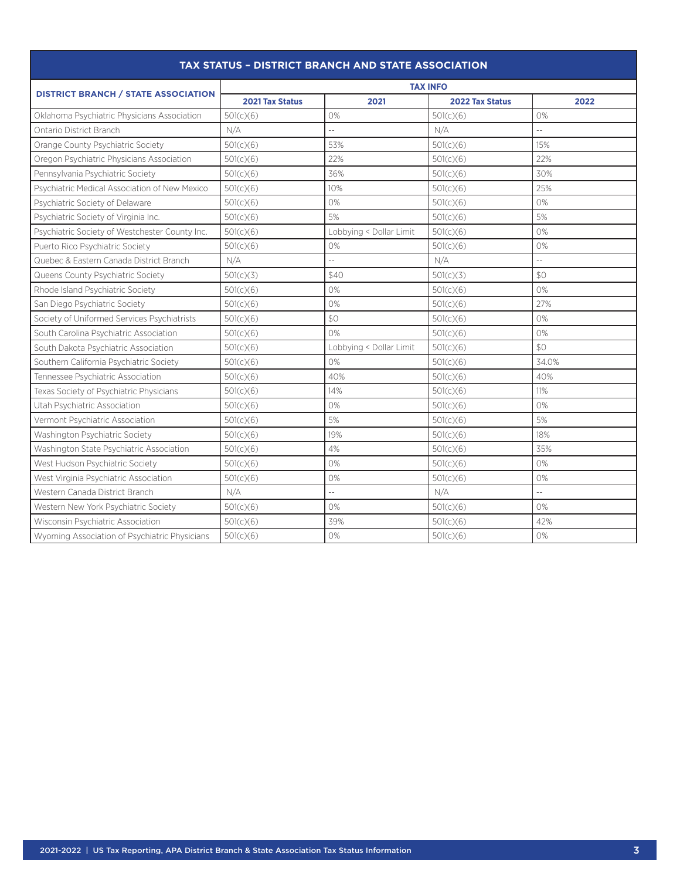| TAX STATUS – DISTRICT BRANCH AND STATE ASSOCIATION | | | | |
|---|---|---|---|---|
| DISTRICT BRANCH / STATE ASSOCIATION | TAX INFO | | | |
| | 2021 Tax Status | 2021 | 2022 Tax Status | 2022 |
| Oklahoma Psychiatric Physicians Association | 501(c)(6) | 0% | 501(c)(6) | 0% |
| Ontario District Branch | N/A | -- | N/A | -- |
| Orange County Psychiatric Society | 501(c)(6) | 53% | 501(c)(6) | 15% |
| Oregon Psychiatric Physicians Association | 501(c)(6) | 22% | 501(c)(6) | 22% |
| Pennsylvania Psychiatric Society | 501(c)(6) | 36% | 501(c)(6) | 30% |
| Psychiatric Medical Association of New Mexico | 501(c)(6) | 10% | 501(c)(6) | 25% |
| Psychiatric Society of Delaware | 501(c)(6) | 0% | 501(c)(6) | 0% |
| Psychiatric Society of Virginia Inc. | 501(c)(6) | 5% | 501(c)(6) | 5% |
| Psychiatric Society of Westchester County Inc. | 501(c)(6) | Lobbying < Dollar Limit | 501(c)(6) | 0% |
| Puerto Rico Psychiatric Society | 501(c)(6) | 0% | 501(c)(6) | 0% |
| Quebec & Eastern Canada District Branch | N/A | -- | N/A | -- |
| Queens County Psychiatric Society | 501(c)(3) | $40 | 501(c)(3) | $0 |
| Rhode Island Psychiatric Society | 501(c)(6) | 0% | 501(c)(6) | 0% |
| San Diego Psychiatric Society | 501(c)(6) | 0% | 501(c)(6) | 27% |
| Society of Uniformed Services Psychiatrists | 501(c)(6) | $0 | 501(c)(6) | 0% |
| South Carolina Psychiatric Association | 501(c)(6) | 0% | 501(c)(6) | 0% |
| South Dakota Psychiatric Association | 501(c)(6) | Lobbying < Dollar Limit | 501(c)(6) | $0 |
| Southern California Psychiatric Society | 501(c)(6) | 0% | 501(c)(6) | 34.0% |
| Tennessee Psychiatric Association | 501(c)(6) | 40% | 501(c)(6) | 40% |
| Texas Society of Psychiatric Physicians | 501(c)(6) | 14% | 501(c)(6) | 11% |
| Utah Psychiatric Association | 501(c)(6) | 0% | 501(c)(6) | 0% |
| Vermont Psychiatric Association | 501(c)(6) | 5% | 501(c)(6) | 5% |
| Washington Psychiatric Society | 501(c)(6) | 19% | 501(c)(6) | 18% |
| Washington State Psychiatric Association | 501(c)(6) | 4% | 501(c)(6) | 35% |
| West Hudson Psychiatric Society | 501(c)(6) | 0% | 501(c)(6) | 0% |
| West Virginia Psychiatric Association | 501(c)(6) | 0% | 501(c)(6) | 0% |
| Western Canada District Branch | N/A | -- | N/A | -- |
| Western New York Psychiatric Society | 501(c)(6) | 0% | 501(c)(6) | 0% |
| Wisconsin Psychiatric Association | 501(c)(6) | 39% | 501(c)(6) | 42% |
| Wyoming Association of Psychiatric Physicians | 501(c)(6) | 0% | 501(c)(6) | 0% |